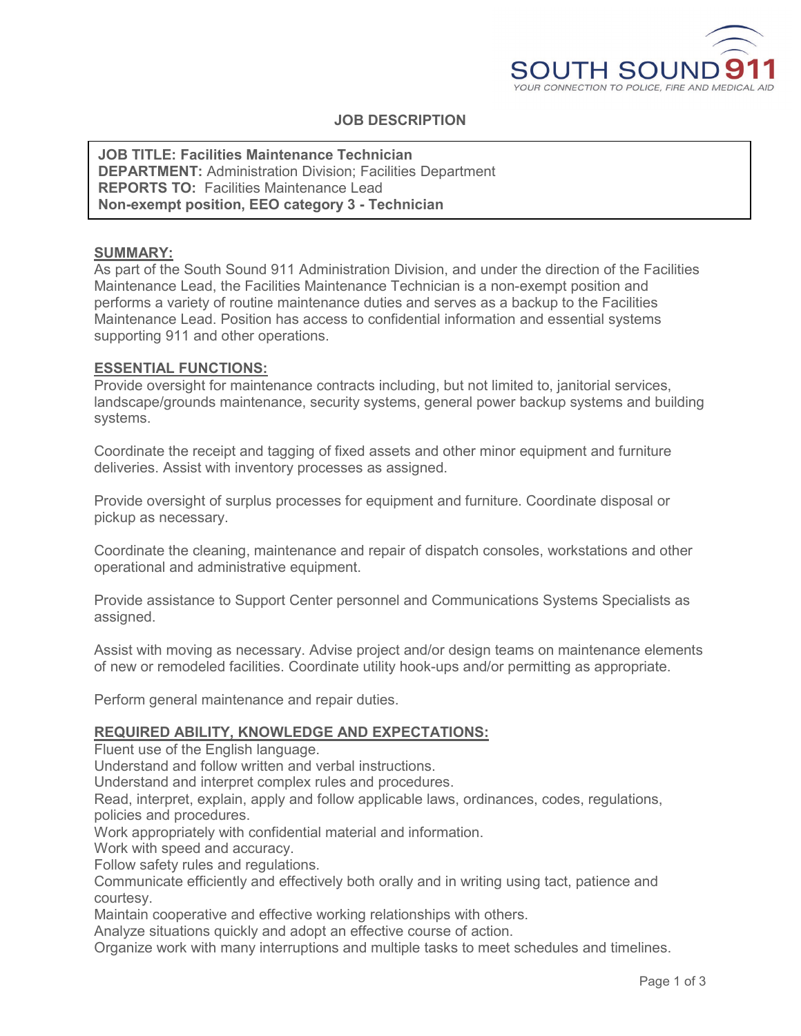SOUTH SOUND 911

YOUR CONNECTION TO POLICE, FIRE AND MEDICAL AID

# JOB DESCRIPTION

**JOB TITLE: Facilities Maintenance Technician**
**DEPARTMENT:** Administration Division; Facilities Department
**REPORTS TO:** Facilities Maintenance Lead
**Non-exempt position, EEO category 3 - Technician**

## SUMMARY:

As part of the South Sound 911 Administration Division, and under the direction of the Facilities Maintenance Lead, the Facilities Maintenance Technician is a non-exempt position and performs a variety of routine maintenance duties and serves as a backup to the Facilities Maintenance Lead. Position has access to confidential information and essential systems supporting 911 and other operations.

## ESSENTIAL FUNCTIONS:

Provide oversight for maintenance contracts including, but not limited to, janitorial services, landscape/grounds maintenance, security systems, general power backup systems and building systems.

Coordinate the receipt and tagging of fixed assets and other minor equipment and furniture deliveries. Assist with inventory processes as assigned.

Provide oversight of surplus processes for equipment and furniture. Coordinate disposal or pickup as necessary.

Coordinate the cleaning, maintenance and repair of dispatch consoles, workstations and other operational and administrative equipment.

Provide assistance to Support Center personnel and Communications Systems Specialists as assigned.

Assist with moving as necessary. Advise project and/or design teams on maintenance elements of new or remodeled facilities. Coordinate utility hook-ups and/or permitting as appropriate.

Perform general maintenance and repair duties.

## REQUIRED ABILITY, KNOWLEDGE AND EXPECTATIONS:

Fluent use of the English language.
Understand and follow written and verbal instructions.
Understand and interpret complex rules and procedures.
Read, interpret, explain, apply and follow applicable laws, ordinances, codes, regulations, policies and procedures.
Work appropriately with confidential material and information.
Work with speed and accuracy.
Follow safety rules and regulations.
Communicate efficiently and effectively both orally and in writing using tact, patience and courtesy.
Maintain cooperative and effective working relationships with others.
Analyze situations quickly and adopt an effective course of action.
Organize work with many interruptions and multiple tasks to meet schedules and timelines.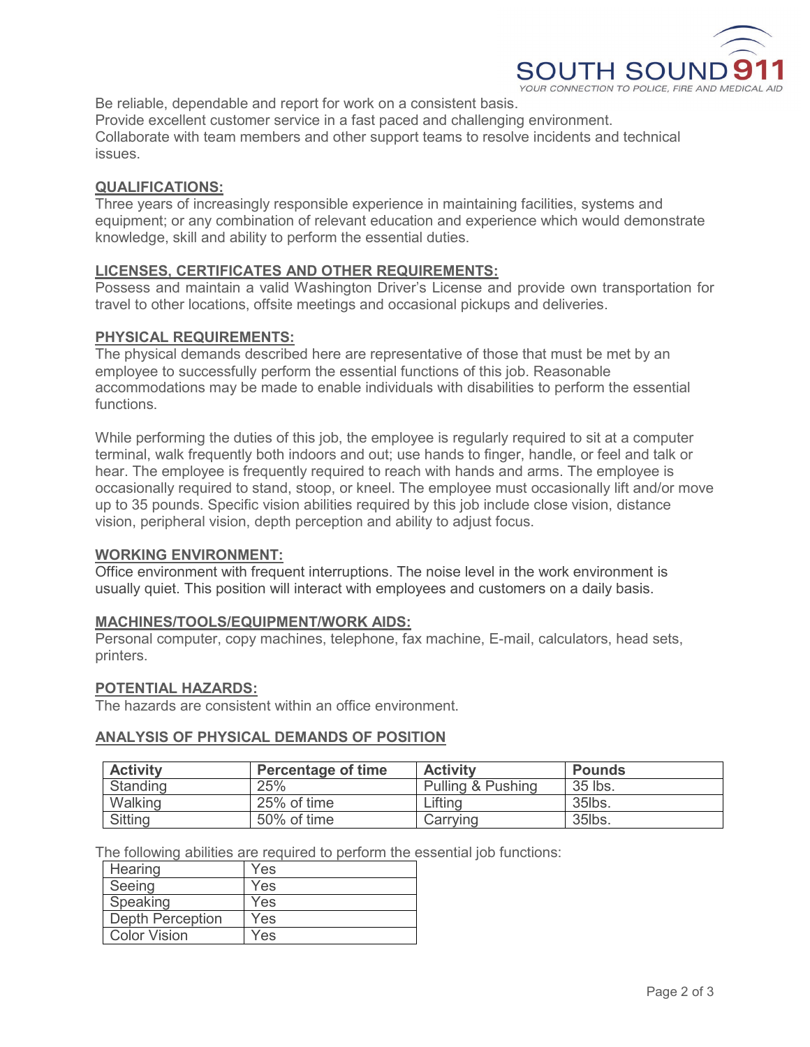Be reliable, dependable and report for work on a consistent basis.
Provide excellent customer service in a fast paced and challenging environment.
Collaborate with team members and other support teams to resolve incidents and technical issues.

## QUALIFICATIONS:

Three years of increasingly responsible experience in maintaining facilities, systems and equipment; or any combination of relevant education and experience which would demonstrate knowledge, skill and ability to perform the essential duties.

## LICENSES, CERTIFICATES AND OTHER REQUIREMENTS:

Possess and maintain a valid Washington Driver's License and provide own transportation for travel to other locations, offsite meetings and occasional pickups and deliveries.

## PHYSICAL REQUIREMENTS:

The physical demands described here are representative of those that must be met by an employee to successfully perform the essential functions of this job. Reasonable accommodations may be made to enable individuals with disabilities to perform the essential functions.

While performing the duties of this job, the employee is regularly required to sit at a computer terminal, walk frequently both indoors and out; use hands to finger, handle, or feel and talk or hear. The employee is frequently required to reach with hands and arms. The employee is occasionally required to stand, stoop, or kneel. The employee must occasionally lift and/or move up to 35 pounds. Specific vision abilities required by this job include close vision, distance vision, peripheral vision, depth perception and ability to adjust focus.

## WORKING ENVIRONMENT:

Office environment with frequent interruptions. The noise level in the work environment is usually quiet. This position will interact with employees and customers on a daily basis.

## MACHINES/TOOLS/EQUIPMENT/WORK AIDS:

Personal computer, copy machines, telephone, fax machine, E-mail, calculators, head sets, printers.

## POTENTIAL HAZARDS:

The hazards are consistent within an office environment.

## ANALYSIS OF PHYSICAL DEMANDS OF POSITION

| Activity | Percentage of time | Activity | Pounds |
|---|---|---|---|
| Standing | 25% | Pulling & Pushing | 35 lbs. |
| Walking | 25% of time | Lifting | 35lbs. |
| Sitting | 50% of time | Carrying | 35lbs. |

The following abilities are required to perform the essential job functions:

| | |
|---|---|
| Hearing | Yes |
| Seeing | Yes |
| Speaking | Yes |
| Depth Perception | Yes |
| Color Vision | Yes |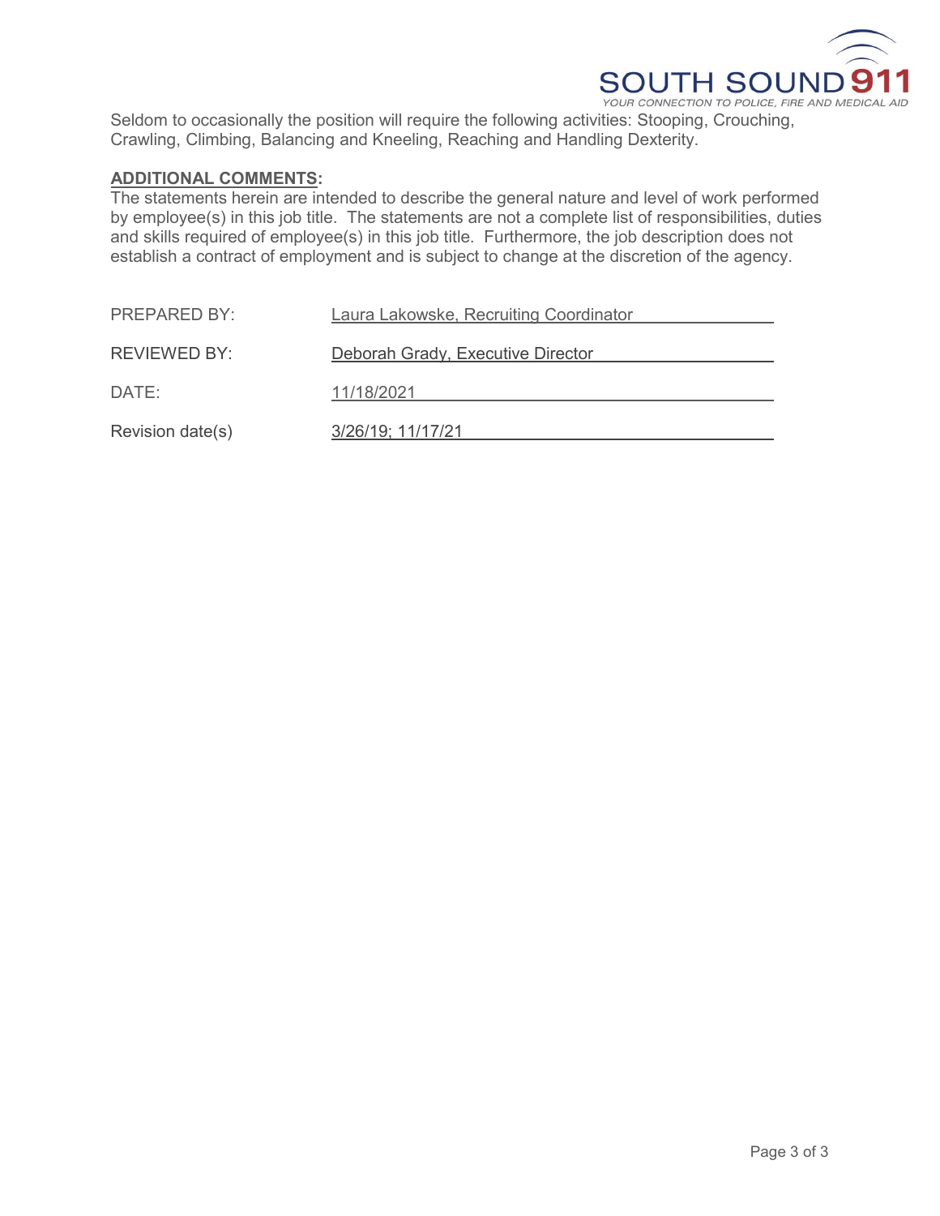Seldom to occasionally the position will require the following activities: Stooping, Crouching, Crawling, Climbing, Balancing and Kneeling, Reaching and Handling Dexterity.

**ADDITIONAL COMMENTS:**

The statements herein are intended to describe the general nature and level of work performed by employee(s) in this job title. The statements are not a complete list of responsibilities, duties and skills required of employee(s) in this job title. Furthermore, the job description does not establish a contract of employment and is subject to change at the discretion of the agency.

| | |
|---|---|
| PREPARED BY: | Laura Lakowske, Recruiting Coordinator |
| REVIEWED BY: | Deborah Grady, Executive Director |
| DATE: | 11/18/2021 |
| Revision date(s) | 3/26/19; 11/17/21 |